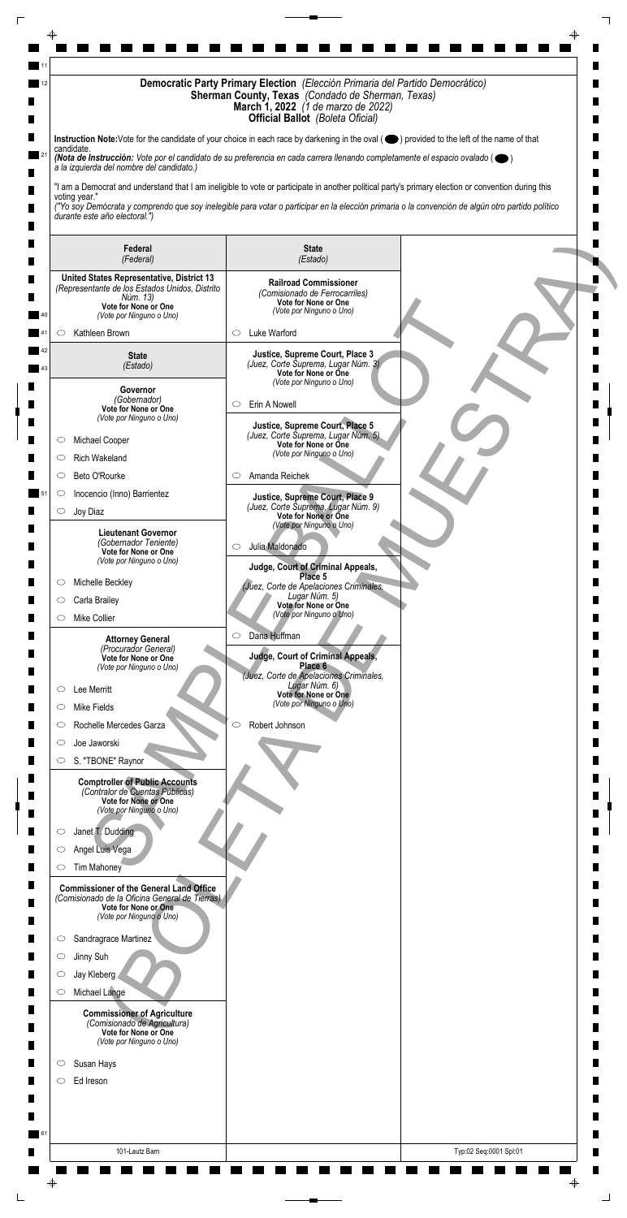# Democratic Party Primary Election *(Elección Primaria del Partido Democrático)*
## Sherman County, Texas *(Condado de Sherman, Texas)*
## March 1, 2022 *(1 de marzo de 2022)*
### Official Ballot *(Boleta Oficial)*

**Instruction Note:** Vote for the candidate of your choice in each race by darkening in the oval ( ⬤ ) provided to the left of the name of that candidate.
***(Nota de Instrucción:** Vote por el candidato de su preferencia en cada carrera llenando completamente el espacio ovalado ( ⬤ ) a la izquierda del nombre del candidato.)*

"I am a Democrat and understand that I am ineligible to vote or participate in another political party's primary election or convention during this voting year."
*("Yo soy Demócrata y comprendo que soy inelegible para votar o participar en la elección primaria o la convención de algún otro partido político durante este año electoral.")*

SAMPLE BALLOT (BOLETA DE MUESTRA)

## Federal *(Federal)*

**United States Representative, District 13**
*(Representante de los Estados Unidos, Distrito Núm. 13)*
**Vote for None or One**
*(Vote por Ninguno o Uno)*

- ○ Kathleen Brown

## State *(Estado)*

**Governor**
*(Gobernador)*
**Vote for None or One**
*(Vote por Ninguno o Uno)*

- ○ Michael Cooper
- ○ Rich Wakeland
- ○ Beto O'Rourke
- ○ Inocencio (Inno) Barrientez
- ○ Joy Diaz

**Lieutenant Governor**
*(Gobernador Teniente)*
**Vote for None or One**
*(Vote por Ninguno o Uno)*

- ○ Michelle Beckley
- ○ Carla Brailey
- ○ Mike Collier

**Attorney General**
*(Procurador General)*
**Vote for None or One**
*(Vote por Ninguno o Uno)*

- ○ Lee Merritt
- ○ Mike Fields
- ○ Rochelle Mercedes Garza
- ○ Joe Jaworski
- ○ S. "TBONE" Raynor

**Comptroller of Public Accounts**
*(Contralor de Cuentas Públicas)*
**Vote for None or One**
*(Vote por Ninguno o Uno)*

- ○ Janet T. Dudding
- ○ Angel Luis Vega
- ○ Tim Mahoney

**Commissioner of the General Land Office**
*(Comisionado de la Oficina General de Tierras)*
**Vote for None or One**
*(Vote por Ninguno o Uno)*

- ○ Sandragrace Martinez
- ○ Jinny Suh
- ○ Jay Kleberg
- ○ Michael Lange

**Commissioner of Agriculture**
*(Comisionado de Agricultura)*
**Vote for None or One**
*(Vote por Ninguno o Uno)*

- ○ Susan Hays
- ○ Ed Ireson

## State *(Estado)*

**Railroad Commissioner**
*(Comisionado de Ferrocarriles)*
**Vote for None or One**
*(Vote por Ninguno o Uno)*

- ○ Luke Warford

**Justice, Supreme Court, Place 3**
*(Juez, Corte Suprema, Lugar Núm. 3)*
**Vote for None or One**
*(Vote por Ninguno o Uno)*

- ○ Erin A Nowell

**Justice, Supreme Court, Place 5**
*(Juez, Corte Suprema, Lugar Núm. 5)*
**Vote for None or One**
*(Vote por Ninguno o Uno)*

- ○ Amanda Reichek

**Justice, Supreme Court, Place 9**
*(Juez, Corte Suprema, Lugar Núm. 9)*
**Vote for None or One**
*(Vote por Ninguno o Uno)*

- ○ Julia Maldonado

**Judge, Court of Criminal Appeals, Place 5**
*(Juez, Corte de Apelaciones Criminales, Lugar Núm. 5)*
**Vote for None or One**
*(Vote por Ninguno o Uno)*

- ○ Dana Huffman

**Judge, Court of Criminal Appeals, Place 6**
*(Juez, Corte de Apelaciones Criminales, Lugar Núm. 6)*
**Vote for None or One**
*(Vote por Ninguno o Uno)*

- ○ Robert Johnson

101-Lautz Barn

Typ:02 Seq:0001 Spl:01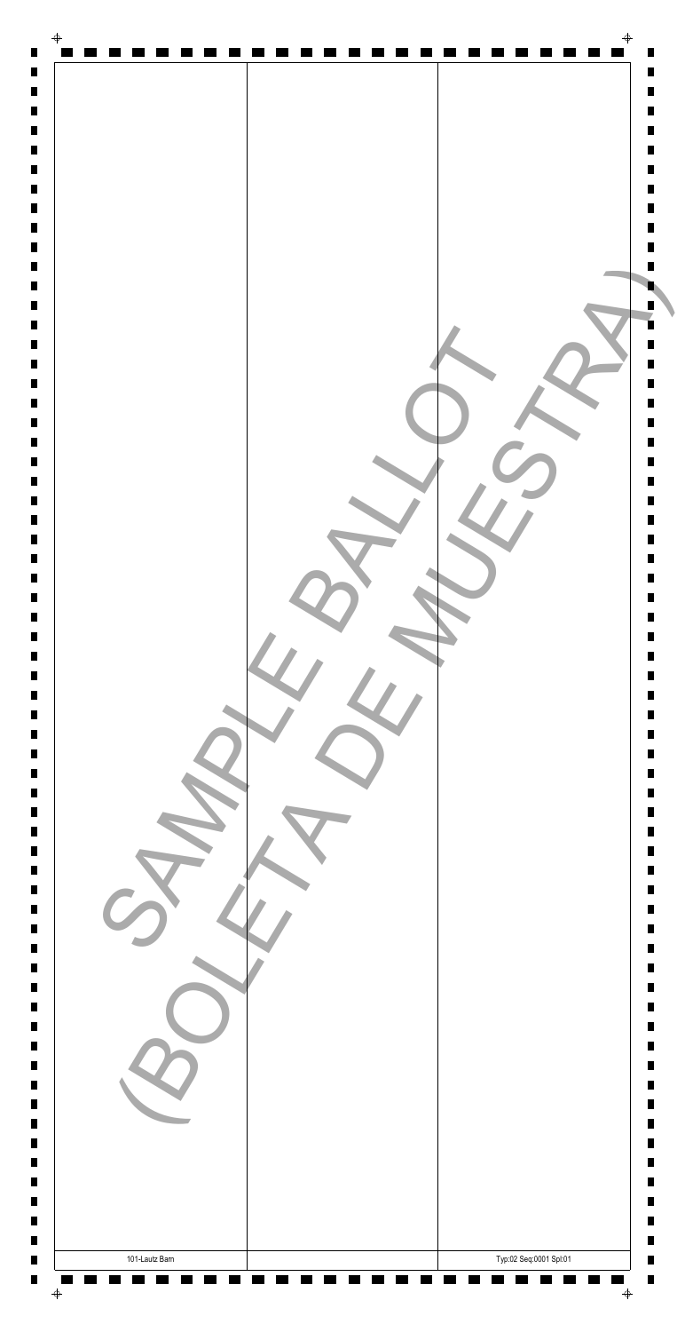SAMPLE BALLOT
(BOLETA DE MUESTRA)

| 101-Lautz Barn | | Typ:02 Seq:0001 Spl:01 |
| --- | --- | --- |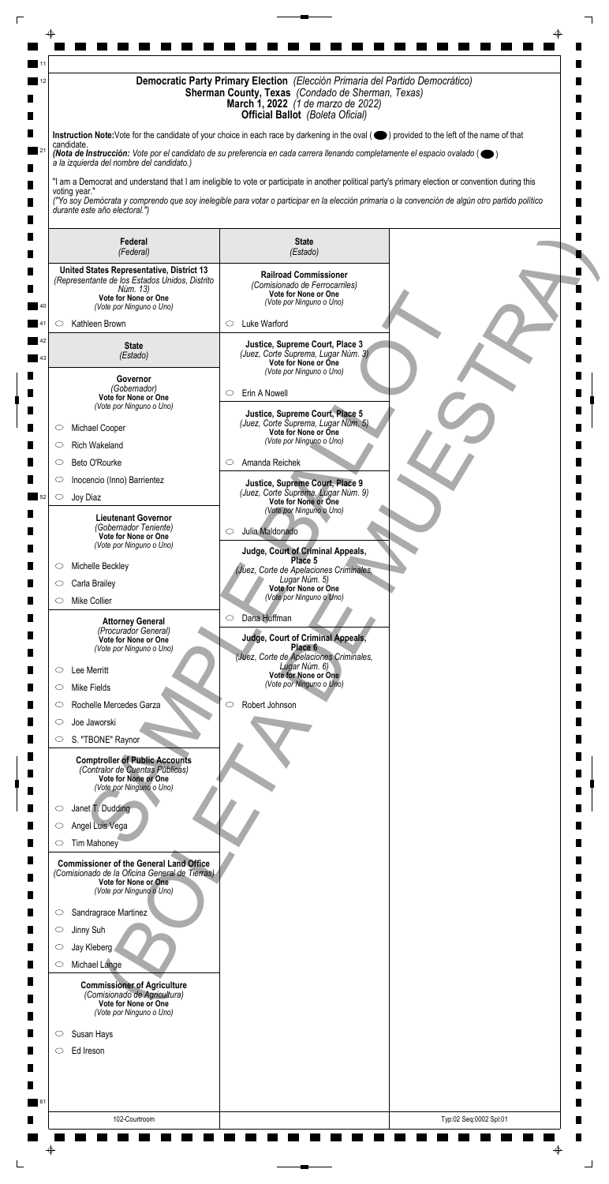# Democratic Party Primary Election *(Elección Primaria del Partido Democrático)*
## Sherman County, Texas *(Condado de Sherman, Texas)*
### March 1, 2022 *(1 de marzo de 2022)*
### Official Ballot *(Boleta Oficial)*

**Instruction Note:** Vote for the candidate of your choice in each race by darkening in the oval ( ⬤ ) provided to the left of the name of that candidate.
***(Nota de Instrucción:** Vote por el candidato de su preferencia en cada carrera llenando completamente el espacio ovalado ( ⬤ ) a la izquierda del nombre del candidato.)*

"I am a Democrat and understand that I am ineligible to vote or participate in another political party's primary election or convention during this voting year."
*("Yo soy Demócrata y comprendo que soy inelegible para votar o participar en la elección primaria o la convención de algún otro partido político durante este año electoral.")*

## Federal *(Federal)*

**United States Representative, District 13**
*(Representante de los Estados Unidos, Distrito Núm. 13)*
**Vote for None or One**
*(Vote por Ninguno o Uno)*

- ○ Kathleen Brown

## State *(Estado)*

**Governor**
*(Gobernador)*
**Vote for None or One**
*(Vote por Ninguno o Uno)*

- ○ Michael Cooper
- ○ Rich Wakeland
- ○ Beto O'Rourke
- ○ Inocencio (Inno) Barrientez
- ○ Joy Diaz

**Lieutenant Governor**
*(Gobernador Teniente)*
**Vote for None or One**
*(Vote por Ninguno o Uno)*

- ○ Michelle Beckley
- ○ Carla Brailey
- ○ Mike Collier

**Attorney General**
*(Procurador General)*
**Vote for None or One**
*(Vote por Ninguno o Uno)*

- ○ Lee Merritt
- ○ Mike Fields
- ○ Rochelle Mercedes Garza
- ○ Joe Jaworski
- ○ S. "TBONE" Raynor

**Comptroller of Public Accounts**
*(Contralor de Cuentas Públicas)*
**Vote for None or One**
*(Vote por Ninguno o Uno)*

- ○ Janet T. Dudding
- ○ Angel Luis Vega
- ○ Tim Mahoney

**Commissioner of the General Land Office**
*(Comisionado de la Oficina General de Tierras)*
**Vote for None or One**
*(Vote por Ninguno o Uno)*

- ○ Sandragrace Martinez
- ○ Jinny Suh
- ○ Jay Kleberg
- ○ Michael Lange

**Commissioner of Agriculture**
*(Comisionado de Agricultura)*
**Vote for None or One**
*(Vote por Ninguno o Uno)*

- ○ Susan Hays
- ○ Ed Ireson

## State *(Estado)*

**Railroad Commissioner**
*(Comisionado de Ferrocarriles)*
**Vote for None or One**
*(Vote por Ninguno o Uno)*

- ○ Luke Warford

**Justice, Supreme Court, Place 3**
*(Juez, Corte Suprema, Lugar Núm. 3)*
**Vote for None or One**
*(Vote por Ninguno o Uno)*

- ○ Erin A Nowell

**Justice, Supreme Court, Place 5**
*(Juez, Corte Suprema, Lugar Núm. 5)*
**Vote for None or One**
*(Vote por Ninguno o Uno)*

- ○ Amanda Reichek

**Justice, Supreme Court, Place 9**
*(Juez, Corte Suprema, Lugar Núm. 9)*
**Vote for None or One**
*(Vote por Ninguno o Uno)*

- ○ Julia Maldonado

**Judge, Court of Criminal Appeals, Place 5**
*(Juez, Corte de Apelaciones Criminales, Lugar Núm. 5)*
**Vote for None or One**
*(Vote por Ninguno o Uno)*

- ○ Dana Huffman

**Judge, Court of Criminal Appeals, Place 6**
*(Juez, Corte de Apelaciones Criminales, Lugar Núm. 6)*
**Vote for None or One**
*(Vote por Ninguno o Uno)*

- ○ Robert Johnson

SAMPLE BALLOT (BOLETA DE MUESTRA)

102-Courtroom

Typ:02 Seq:0002 Spl:01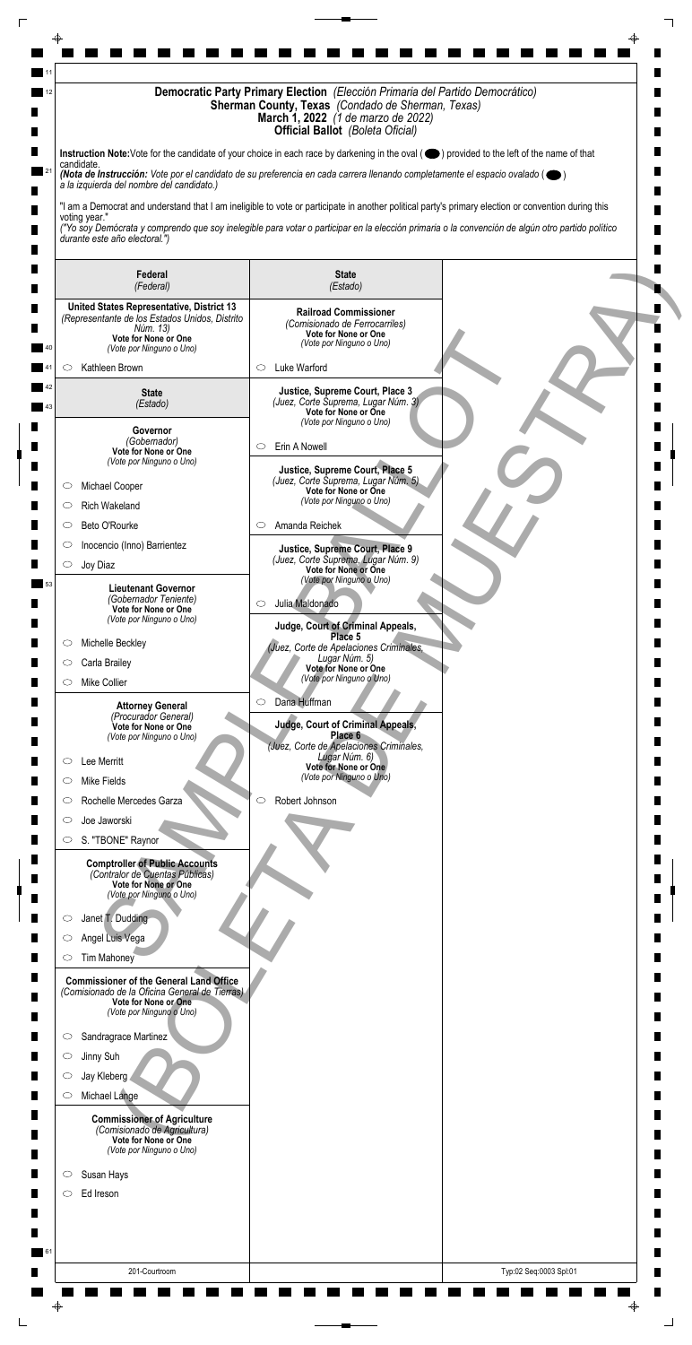# Democratic Party Primary Election *(Elección Primaria del Partido Democrático)*
## Sherman County, Texas *(Condado de Sherman, Texas)*
### March 1, 2022 *(1 de marzo de 2022)*
### Official Ballot *(Boleta Oficial)*

**Instruction Note:** Vote for the candidate of your choice in each race by darkening in the oval ( ⬬ ) provided to the left of the name of that candidate.
***(Nota de Instrucción:** Vote por el candidato de su preferencia en cada carrera llenando completamente el espacio ovalado ( ⬬ ) a la izquierda del nombre del candidato.)*

"I am a Democrat and understand that I am ineligible to vote or participate in another political party's primary election or convention during this voting year."
*("Yo soy Demócrata y comprendo que soy inelegible para votar o participar en la elección primaria o la convención de algún otro partido político durante este año electoral.")*

SAMPLE BALLOT / BOLETA DE MUESTRA

## Federal *(Federal)*

**United States Representative, District 13**
*(Representante de los Estados Unidos, Distrito Núm. 13)*
**Vote for None or One**
*(Vote por Ninguno o Uno)*

- ○ Kathleen Brown

## State *(Estado)*

**Governor**
*(Gobernador)*
**Vote for None or One**
*(Vote por Ninguno o Uno)*

- ○ Michael Cooper
- ○ Rich Wakeland
- ○ Beto O'Rourke
- ○ Inocencio (Inno) Barrientez
- ○ Joy Diaz

**Lieutenant Governor**
*(Gobernador Teniente)*
**Vote for None or One**
*(Vote por Ninguno o Uno)*

- ○ Michelle Beckley
- ○ Carla Brailey
- ○ Mike Collier

**Attorney General**
*(Procurador General)*
**Vote for None or One**
*(Vote por Ninguno o Uno)*

- ○ Lee Merritt
- ○ Mike Fields
- ○ Rochelle Mercedes Garza
- ○ Joe Jaworski
- ○ S. "TBONE" Raynor

**Comptroller of Public Accounts**
*(Contralor de Cuentas Públicas)*
**Vote for None or One**
*(Vote por Ninguno o Uno)*

- ○ Janet T. Dudding
- ○ Angel Luis Vega
- ○ Tim Mahoney

**Commissioner of the General Land Office**
*(Comisionado de la Oficina General de Tierras)*
**Vote for None or One**
*(Vote por Ninguno o Uno)*

- ○ Sandragrace Martinez
- ○ Jinny Suh
- ○ Jay Kleberg
- ○ Michael Lange

**Commissioner of Agriculture**
*(Comisionado de Agricultura)*
**Vote for None or One**
*(Vote por Ninguno o Uno)*

- ○ Susan Hays
- ○ Ed Ireson

## State *(Estado)*

**Railroad Commissioner**
*(Comisionado de Ferrocarriles)*
**Vote for None or One**
*(Vote por Ninguno o Uno)*

- ○ Luke Warford

**Justice, Supreme Court, Place 3**
*(Juez, Corte Suprema, Lugar Núm. 3)*
**Vote for None or One**
*(Vote por Ninguno o Uno)*

- ○ Erin A Nowell

**Justice, Supreme Court, Place 5**
*(Juez, Corte Suprema, Lugar Núm. 5)*
**Vote for None or One**
*(Vote por Ninguno o Uno)*

- ○ Amanda Reichek

**Justice, Supreme Court, Place 9**
*(Juez, Corte Suprema, Lugar Núm. 9)*
**Vote for None or One**
*(Vote por Ninguno o Uno)*

- ○ Julia Maldonado

**Judge, Court of Criminal Appeals, Place 5**
*(Juez, Corte de Apelaciones Criminales, Lugar Núm. 5)*
**Vote for None or One**
*(Vote por Ninguno o Uno)*

- ○ Dana Huffman

**Judge, Court of Criminal Appeals, Place 6**
*(Juez, Corte de Apelaciones Criminales, Lugar Núm. 6)*
**Vote for None or One**
*(Vote por Ninguno o Uno)*

- ○ Robert Johnson

201-Courtroom

Typ:02 Seq:0003 Spl:01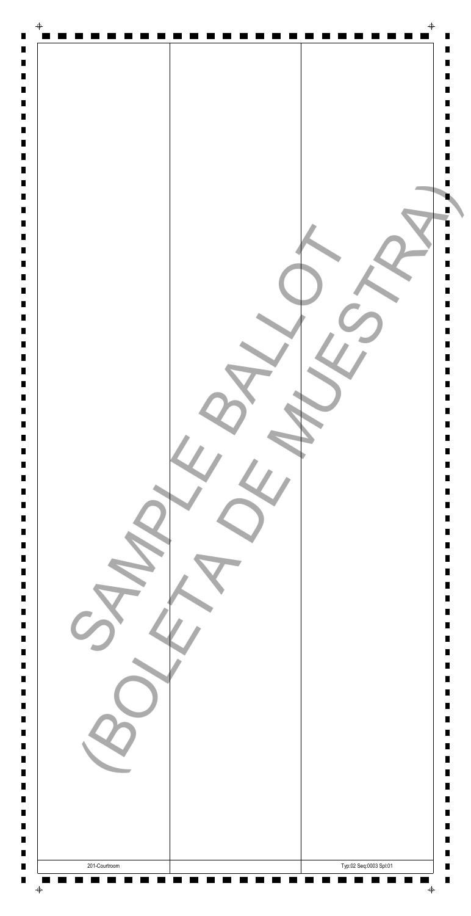SAMPLE BALLOT

(BOLETA DE MUESTRA)

201-Courtroom

Typ:02 Seq:0003 Spl:01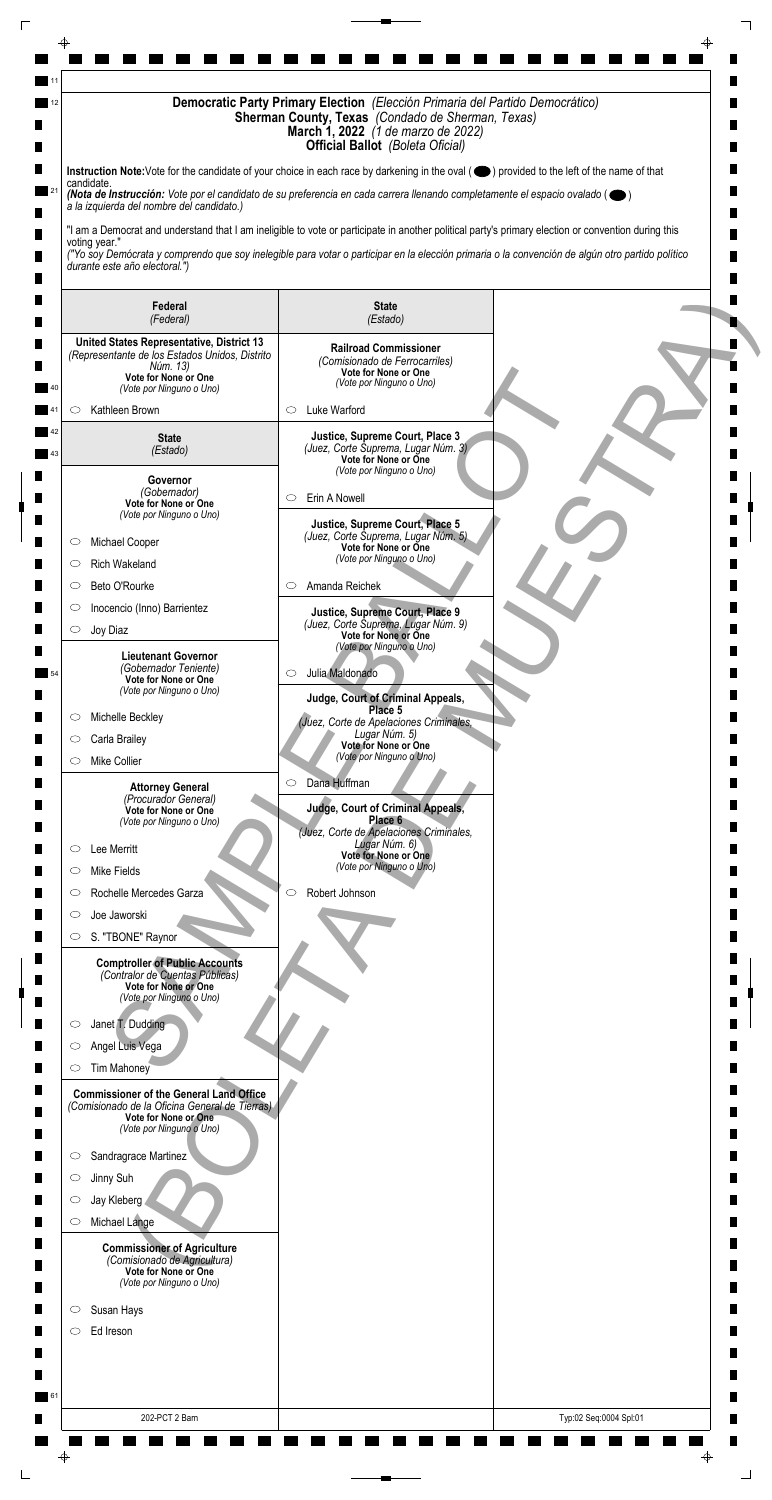# Democratic Party Primary Election *(Elección Primaria del Partido Democrático)*
## Sherman County, Texas *(Condado de Sherman, Texas)*
### March 1, 2022 *(1 de marzo de 2022)*
### Official Ballot *(Boleta Oficial)*

**Instruction Note:** Vote for the candidate of your choice in each race by darkening in the oval ( ⬬ ) provided to the left of the name of that candidate.
***(Nota de Instrucción:** Vote por el candidato de su preferencia en cada carrera llenando completamente el espacio ovalado ( ⬬ ) a la izquierda del nombre del candidato.)*

"I am a Democrat and understand that I am ineligible to vote or participate in another political party's primary election or convention during this voting year."
*("Yo soy Demócrata y comprendo que soy inelegible para votar o participar en la elección primaria o la convención de algún otro partido político durante este año electoral.")*

SAMPLE BALLOT (BOLETA DE MUESTRA)

## Federal *(Federal)*

**United States Representative, District 13**
*(Representante de los Estados Unidos, Distrito Núm. 13)*
**Vote for None or One**
*(Vote por Ninguno o Uno)*

- ○ Kathleen Brown

## State *(Estado)*

**Governor**
*(Gobernador)*
**Vote for None or One**
*(Vote por Ninguno o Uno)*

- ○ Michael Cooper
- ○ Rich Wakeland
- ○ Beto O'Rourke
- ○ Inocencio (Inno) Barrientez
- ○ Joy Diaz

**Lieutenant Governor**
*(Gobernador Teniente)*
**Vote for None or One**
*(Vote por Ninguno o Uno)*

- ○ Michelle Beckley
- ○ Carla Brailey
- ○ Mike Collier

**Attorney General**
*(Procurador General)*
**Vote for None or One**
*(Vote por Ninguno o Uno)*

- ○ Lee Merritt
- ○ Mike Fields
- ○ Rochelle Mercedes Garza
- ○ Joe Jaworski
- ○ S. "TBONE" Raynor

**Comptroller of Public Accounts**
*(Contralor de Cuentas Públicas)*
**Vote for None or One**
*(Vote por Ninguno o Uno)*

- ○ Janet T. Dudding
- ○ Angel Luis Vega
- ○ Tim Mahoney

**Commissioner of the General Land Office**
*(Comisionado de la Oficina General de Tierras)*
**Vote for None or One**
*(Vote por Ninguno o Uno)*

- ○ Sandragrace Martinez
- ○ Jinny Suh
- ○ Jay Kleberg
- ○ Michael Lange

**Commissioner of Agriculture**
*(Comisionado de Agricultura)*
**Vote for None or One**
*(Vote por Ninguno o Uno)*

- ○ Susan Hays
- ○ Ed Ireson

## State *(Estado)*

**Railroad Commissioner**
*(Comisionado de Ferrocarriles)*
**Vote for None or One**
*(Vote por Ninguno o Uno)*

- ○ Luke Warford

**Justice, Supreme Court, Place 3**
*(Juez, Corte Suprema, Lugar Núm. 3)*
**Vote for None or One**
*(Vote por Ninguno o Uno)*

- ○ Erin A Nowell

**Justice, Supreme Court, Place 5**
*(Juez, Corte Suprema, Lugar Núm. 5)*
**Vote for None or One**
*(Vote por Ninguno o Uno)*

- ○ Amanda Reichek

**Justice, Supreme Court, Place 9**
*(Juez, Corte Suprema, Lugar Núm. 9)*
**Vote for None or One**
*(Vote por Ninguno o Uno)*

- ○ Julia Maldonado

**Judge, Court of Criminal Appeals, Place 5**
*(Juez, Corte de Apelaciones Criminales, Lugar Núm. 5)*
**Vote for None or One**
*(Vote por Ninguno o Uno)*

- ○ Dana Huffman

**Judge, Court of Criminal Appeals, Place 6**
*(Juez, Corte de Apelaciones Criminales, Lugar Núm. 6)*
**Vote for None or One**
*(Vote por Ninguno o Uno)*

- ○ Robert Johnson

202-PCT 2 Barn

Typ:02 Seq:0004 Spl:01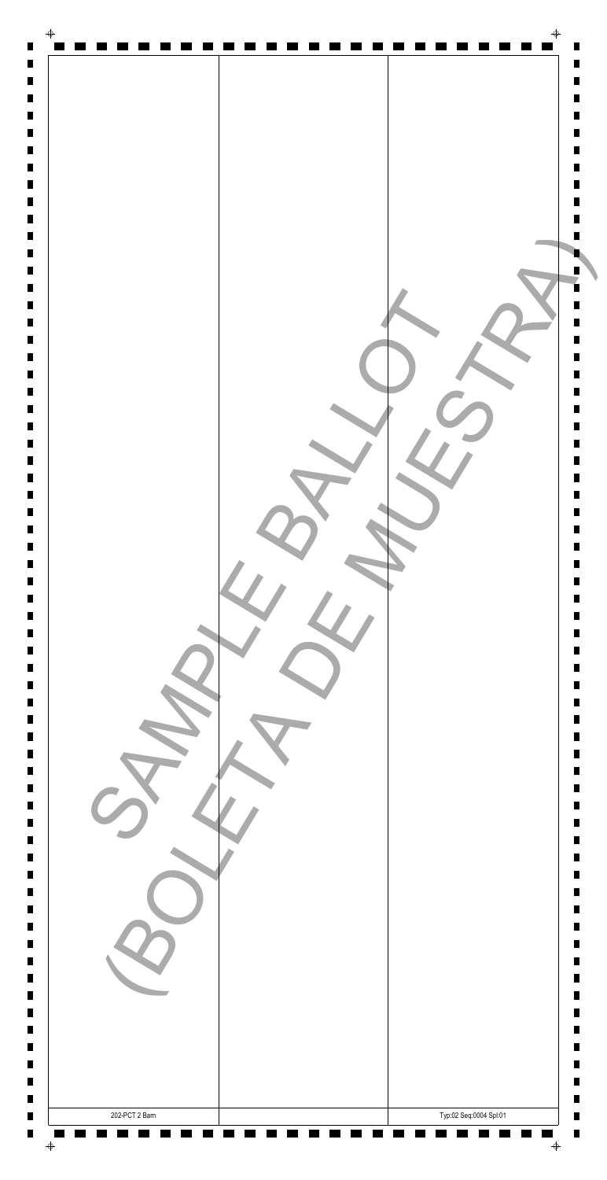SAMPLE BALLOT
(BOLETA DE MUESTRA)

202-PCT 2 Barn

Typ:02 Seq:0004 Spl:01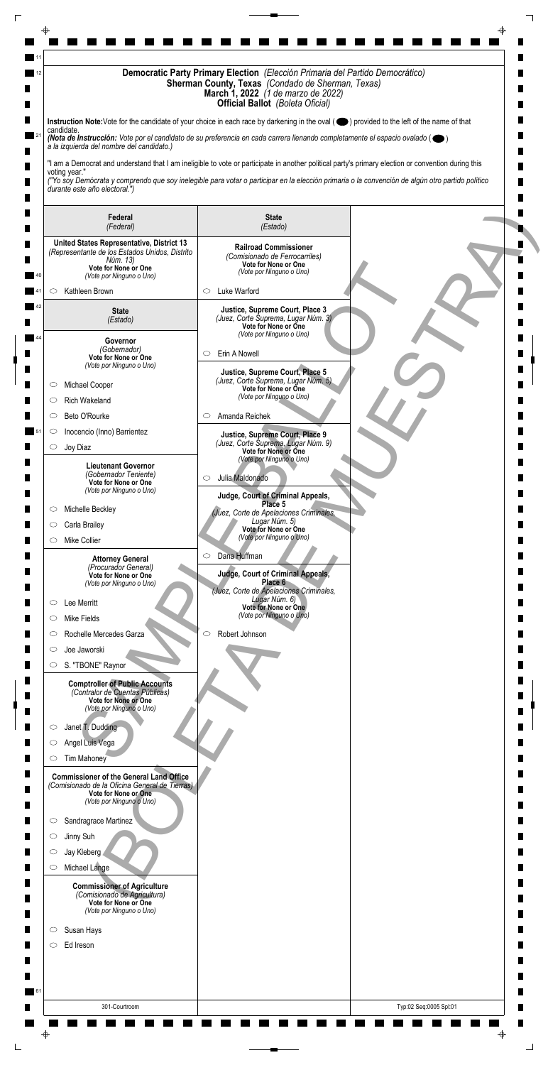# Democratic Party Primary Election *(Elección Primaria del Partido Democrático)*

## Sherman County, Texas *(Condado de Sherman, Texas)*

## March 1, 2022 *(1 de marzo de 2022)*

## Official Ballot *(Boleta Oficial)*

**Instruction Note:** Vote for the candidate of your choice in each race by darkening in the oval ( ⬬ ) provided to the left of the name of that candidate.
***(Nota de Instrucción:** Vote por el candidato de su preferencia en cada carrera llenando completamente el espacio ovalado ( ⬬ ) a la izquierda del nombre del candidato.)*

"I am a Democrat and understand that I am ineligible to vote or participate in another political party's primary election or convention during this voting year."
*("Yo soy Demócrata y comprendo que soy inelegible para votar o participar en la elección primaria o la convención de algún otro partido político durante este año electoral.")*

SAMPLE BALLOT / BOLETA DE MUESTRA

### Federal *(Federal)*

**United States Representative, District 13**
*(Representante de los Estados Unidos, Distrito Núm. 13)*
**Vote for None or One**
*(Vote por Ninguno o Uno)*

- ◯ Kathleen Brown

### State *(Estado)*

**Governor**
*(Gobernador)*
**Vote for None or One**
*(Vote por Ninguno o Uno)*

- ◯ Michael Cooper
- ◯ Rich Wakeland
- ◯ Beto O'Rourke
- ◯ Inocencio (Inno) Barrientez
- ◯ Joy Diaz

**Lieutenant Governor**
*(Gobernador Teniente)*
**Vote for None or One**
*(Vote por Ninguno o Uno)*

- ◯ Michelle Beckley
- ◯ Carla Brailey
- ◯ Mike Collier

**Attorney General**
*(Procurador General)*
**Vote for None or One**
*(Vote por Ninguno o Uno)*

- ◯ Lee Merritt
- ◯ Mike Fields
- ◯ Rochelle Mercedes Garza
- ◯ Joe Jaworski
- ◯ S. "TBONE" Raynor

**Comptroller of Public Accounts**
*(Contralor de Cuentas Públicas)*
**Vote for None or One**
*(Vote por Ninguno o Uno)*

- ◯ Janet T. Dudding
- ◯ Angel Luis Vega
- ◯ Tim Mahoney

**Commissioner of the General Land Office**
*(Comisionado de la Oficina General de Tierras)*
**Vote for None or One**
*(Vote por Ninguno o Uno)*

- ◯ Sandragrace Martinez
- ◯ Jinny Suh
- ◯ Jay Kleberg
- ◯ Michael Lange

**Commissioner of Agriculture**
*(Comisionado de Agricultura)*
**Vote for None or One**
*(Vote por Ninguno o Uno)*

- ◯ Susan Hays
- ◯ Ed Ireson

### State *(Estado)*

**Railroad Commissioner**
*(Comisionado de Ferrocarriles)*
**Vote for None or One**
*(Vote por Ninguno o Uno)*

- ◯ Luke Warford

**Justice, Supreme Court, Place 3**
*(Juez, Corte Suprema, Lugar Núm. 3)*
**Vote for None or One**
*(Vote por Ninguno o Uno)*

- ◯ Erin A Nowell

**Justice, Supreme Court, Place 5**
*(Juez, Corte Suprema, Lugar Núm. 5)*
**Vote for None or One**
*(Vote por Ninguno o Uno)*

- ◯ Amanda Reichek

**Justice, Supreme Court, Place 9**
*(Juez, Corte Suprema, Lugar Núm. 9)*
**Vote for None or One**
*(Vote por Ninguno o Uno)*

- ◯ Julia Maldonado

**Judge, Court of Criminal Appeals, Place 5**
*(Juez, Corte de Apelaciones Criminales, Lugar Núm. 5)*
**Vote for None or One**
*(Vote por Ninguno o Uno)*

- ◯ Dana Huffman

**Judge, Court of Criminal Appeals, Place 6**
*(Juez, Corte de Apelaciones Criminales, Lugar Núm. 6)*
**Vote for None or One**
*(Vote por Ninguno o Uno)*

- ◯ Robert Johnson

301-Courtroom

Typ:02 Seq:0005 Spl:01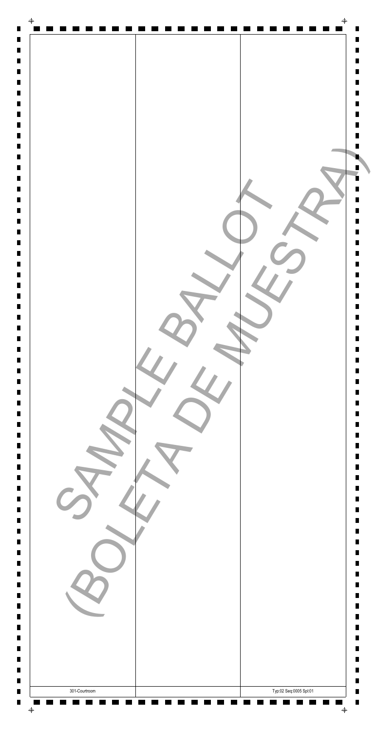SAMPLE BALLOT

(BOLETA DE MUESTRA)

301-Courtroom

Typ:02 Seq:0005 Spl:01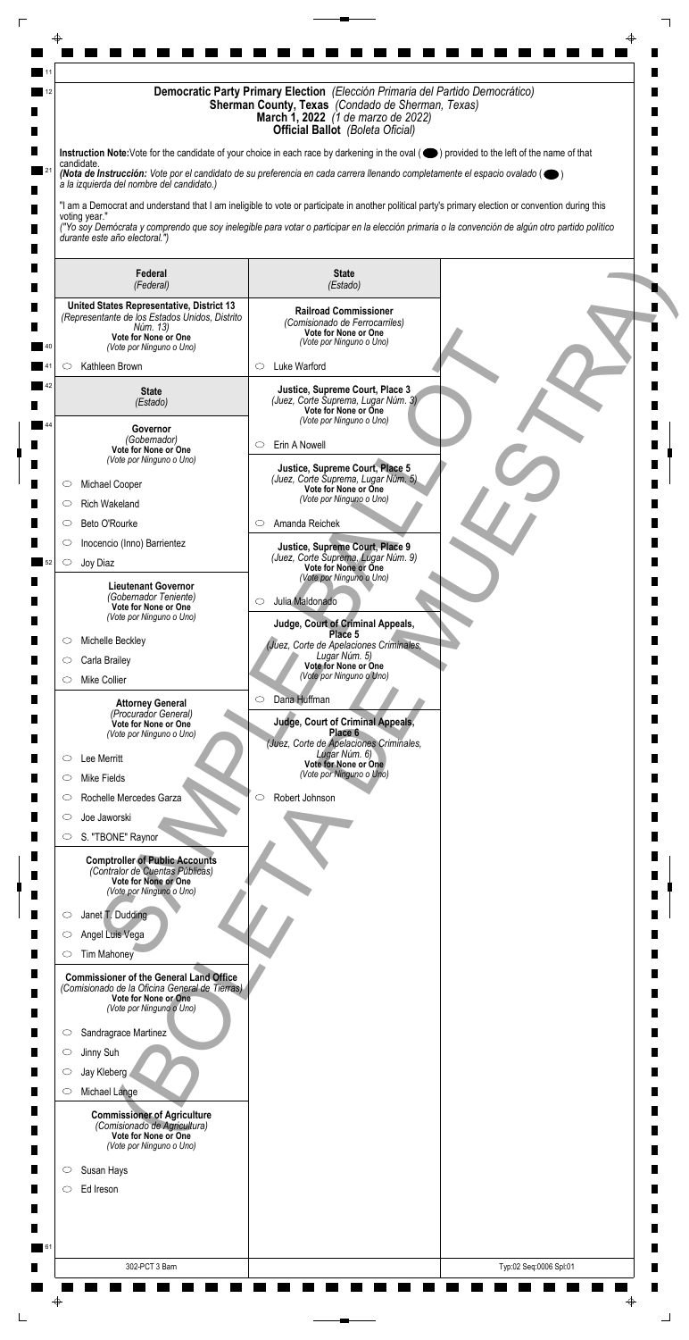# Democratic Party Primary Election *(Elección Primaria del Partido Democrático)*
## Sherman County, Texas *(Condado de Sherman, Texas)*
## March 1, 2022 *(1 de marzo de 2022)*
## Official Ballot *(Boleta Oficial)*

**Instruction Note:** Vote for the candidate of your choice in each race by darkening in the oval ( ⬬ ) provided to the left of the name of that candidate.
***(Nota de Instrucción:** Vote por el candidato de su preferencia en cada carrera llenando completamente el espacio ovalado ( ⬬ ) a la izquierda del nombre del candidato.)*

"I am a Democrat and understand that I am ineligible to vote or participate in another political party's primary election or convention during this voting year."
*("Yo soy Demócrata y comprendo que soy inelegible para votar o participar en la elección primaria o la convención de algún otro partido político durante este año electoral.")*

SAMPLE BALLOT (BOLETA DE MUESTRA)

### Federal *(Federal)*

**United States Representative, District 13**
*(Representante de los Estados Unidos, Distrito Núm. 13)*
**Vote for None or One**
*(Vote por Ninguno o Uno)*

- ○ Kathleen Brown

### State *(Estado)*

**Governor**
*(Gobernador)*
**Vote for None or One**
*(Vote por Ninguno o Uno)*

- ○ Michael Cooper
- ○ Rich Wakeland
- ○ Beto O'Rourke
- ○ Inocencio (Inno) Barrientez
- ○ Joy Diaz

**Lieutenant Governor**
*(Gobernador Teniente)*
**Vote for None or One**
*(Vote por Ninguno o Uno)*

- ○ Michelle Beckley
- ○ Carla Brailey
- ○ Mike Collier

**Attorney General**
*(Procurador General)*
**Vote for None or One**
*(Vote por Ninguno o Uno)*

- ○ Lee Merritt
- ○ Mike Fields
- ○ Rochelle Mercedes Garza
- ○ Joe Jaworski
- ○ S. "TBONE" Raynor

**Comptroller of Public Accounts**
*(Contralor de Cuentas Públicas)*
**Vote for None or One**
*(Vote por Ninguno o Uno)*

- ○ Janet T. Dudding
- ○ Angel Luis Vega
- ○ Tim Mahoney

**Commissioner of the General Land Office**
*(Comisionado de la Oficina General de Tierras)*
**Vote for None or One**
*(Vote por Ninguno o Uno)*

- ○ Sandragrace Martinez
- ○ Jinny Suh
- ○ Jay Kleberg
- ○ Michael Lange

**Commissioner of Agriculture**
*(Comisionado de Agricultura)*
**Vote for None or One**
*(Vote por Ninguno o Uno)*

- ○ Susan Hays
- ○ Ed Ireson

### State *(Estado)*

**Railroad Commissioner**
*(Comisionado de Ferrocarriles)*
**Vote for None or One**
*(Vote por Ninguno o Uno)*

- ○ Luke Warford

**Justice, Supreme Court, Place 3**
*(Juez, Corte Suprema, Lugar Núm. 3)*
**Vote for None or One**
*(Vote por Ninguno o Uno)*

- ○ Erin A Nowell

**Justice, Supreme Court, Place 5**
*(Juez, Corte Suprema, Lugar Núm. 5)*
**Vote for None or One**
*(Vote por Ninguno o Uno)*

- ○ Amanda Reichek

**Justice, Supreme Court, Place 9**
*(Juez, Corte Suprema, Lugar Núm. 9)*
**Vote for None or One**
*(Vote por Ninguno o Uno)*

- ○ Julia Maldonado

**Judge, Court of Criminal Appeals, Place 5**
*(Juez, Corte de Apelaciones Criminales, Lugar Núm. 5)*
**Vote for None or One**
*(Vote por Ninguno o Uno)*

- ○ Dana Huffman

**Judge, Court of Criminal Appeals, Place 6**
*(Juez, Corte de Apelaciones Criminales, Lugar Núm. 6)*
**Vote for None or One**
*(Vote por Ninguno o Uno)*

- ○ Robert Johnson

302-PCT 3 Barn

Typ:02 Seq:0006 Spl:01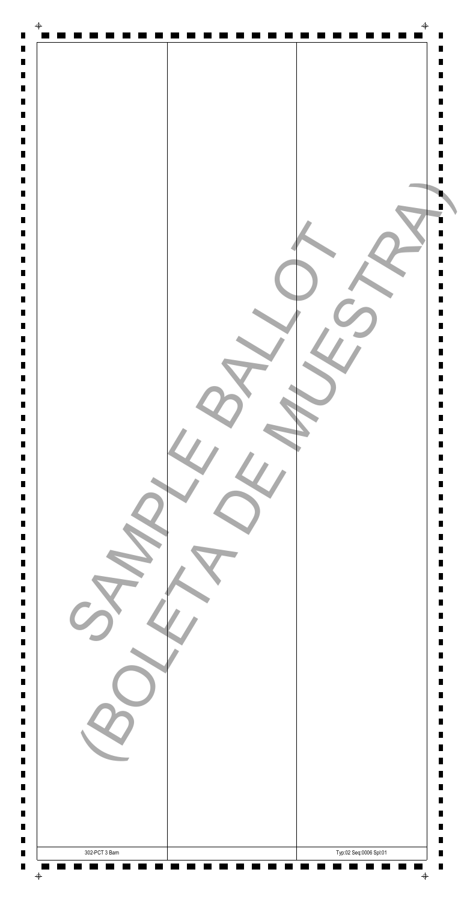SAMPLE BALLOT
(BOLETA DE MUESTRA)

302-PCT 3 Barn

Typ:02 Seq:0006 Spl:01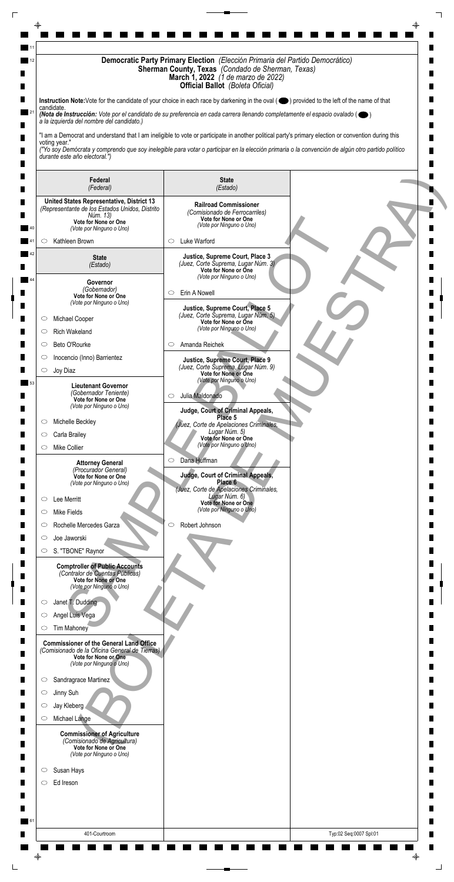# Democratic Party Primary Election *(Elección Primaria del Partido Democrático)*
## Sherman County, Texas *(Condado de Sherman, Texas)*
## March 1, 2022 *(1 de marzo de 2022)*
## Official Ballot *(Boleta Oficial)*

**Instruction Note:** Vote for the candidate of your choice in each race by darkening in the oval (⬬) provided to the left of the name of that candidate.
***(Nota de Instrucción:** Vote por el candidato de su preferencia en cada carrera llenando completamente el espacio ovalado (⬬) a la izquierda del nombre del candidato.)*

"I am a Democrat and understand that I am ineligible to vote or participate in another political party's primary election or convention during this voting year."
*("Yo soy Demócrata y comprendo que soy inelegible para votar o participar en la elección primaria o la convención de algún otro partido político durante este año electoral.")*

SAMPLE BALLOT / BOLETA DE MUESTRA

### Federal *(Federal)*

**United States Representative, District 13**
*(Representante de los Estados Unidos, Distrito Núm. 13)*
**Vote for None or One**
*(Vote por Ninguno o Uno)*

- ⬭ Kathleen Brown

### State *(Estado)*

**Governor**
*(Gobernador)*
**Vote for None or One**
*(Vote por Ninguno o Uno)*

- ⬭ Michael Cooper
- ⬭ Rich Wakeland
- ⬭ Beto O'Rourke
- ⬭ Inocencio (Inno) Barrientez
- ⬭ Joy Diaz

**Lieutenant Governor**
*(Gobernador Teniente)*
**Vote for None or One**
*(Vote por Ninguno o Uno)*

- ⬭ Michelle Beckley
- ⬭ Carla Brailey
- ⬭ Mike Collier

**Attorney General**
*(Procurador General)*
**Vote for None or One**
*(Vote por Ninguno o Uno)*

- ⬭ Lee Merritt
- ⬭ Mike Fields
- ⬭ Rochelle Mercedes Garza
- ⬭ Joe Jaworski
- ⬭ S. "TBONE" Raynor

**Comptroller of Public Accounts**
*(Contralor de Cuentas Públicas)*
**Vote for None or One**
*(Vote por Ninguno o Uno)*

- ⬭ Janet T. Dudding
- ⬭ Angel Luis Vega
- ⬭ Tim Mahoney

**Commissioner of the General Land Office**
*(Comisionado de la Oficina General de Tierras)*
**Vote for None or One**
*(Vote por Ninguno o Uno)*

- ⬭ Sandragrace Martinez
- ⬭ Jinny Suh
- ⬭ Jay Kleberg
- ⬭ Michael Lange

**Commissioner of Agriculture**
*(Comisionado de Agricultura)*
**Vote for None or One**
*(Vote por Ninguno o Uno)*

- ⬭ Susan Hays
- ⬭ Ed Ireson

### State *(Estado)*

**Railroad Commissioner**
*(Comisionado de Ferrocarriles)*
**Vote for None or One**
*(Vote por Ninguno o Uno)*

- ⬭ Luke Warford

**Justice, Supreme Court, Place 3**
*(Juez, Corte Suprema, Lugar Núm. 3)*
**Vote for None or One**
*(Vote por Ninguno o Uno)*

- ⬭ Erin A Nowell

**Justice, Supreme Court, Place 5**
*(Juez, Corte Suprema, Lugar Núm. 5)*
**Vote for None or One**
*(Vote por Ninguno o Uno)*

- ⬭ Amanda Reichek

**Justice, Supreme Court, Place 9**
*(Juez, Corte Suprema, Lugar Núm. 9)*
**Vote for None or One**
*(Vote por Ninguno o Uno)*

- ⬭ Julia Maldonado

**Judge, Court of Criminal Appeals, Place 5**
*(Juez, Corte de Apelaciones Criminales, Lugar Núm. 5)*
**Vote for None or One**
*(Vote por Ninguno o Uno)*

- ⬭ Dana Huffman

**Judge, Court of Criminal Appeals, Place 6**
*(Juez, Corte de Apelaciones Criminales, Lugar Núm. 6)*
**Vote for None or One**
*(Vote por Ninguno o Uno)*

- ⬭ Robert Johnson

401-Courtroom

Typ:02 Seq:0007 Spl:01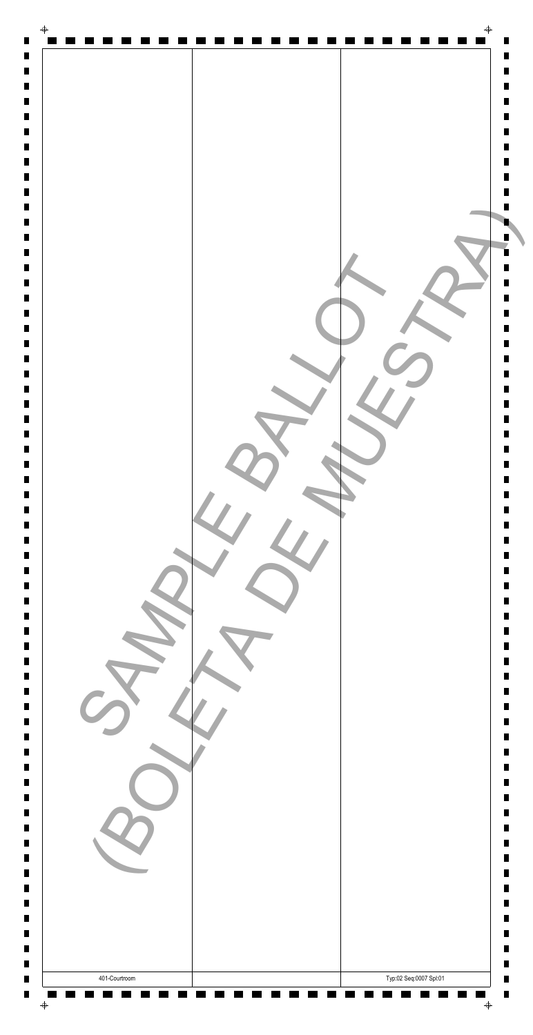SAMPLE BALLOT

(BOLETA DE MUESTRA)

401-Courtroom

Typ:02 Seq:0007 Spl:01